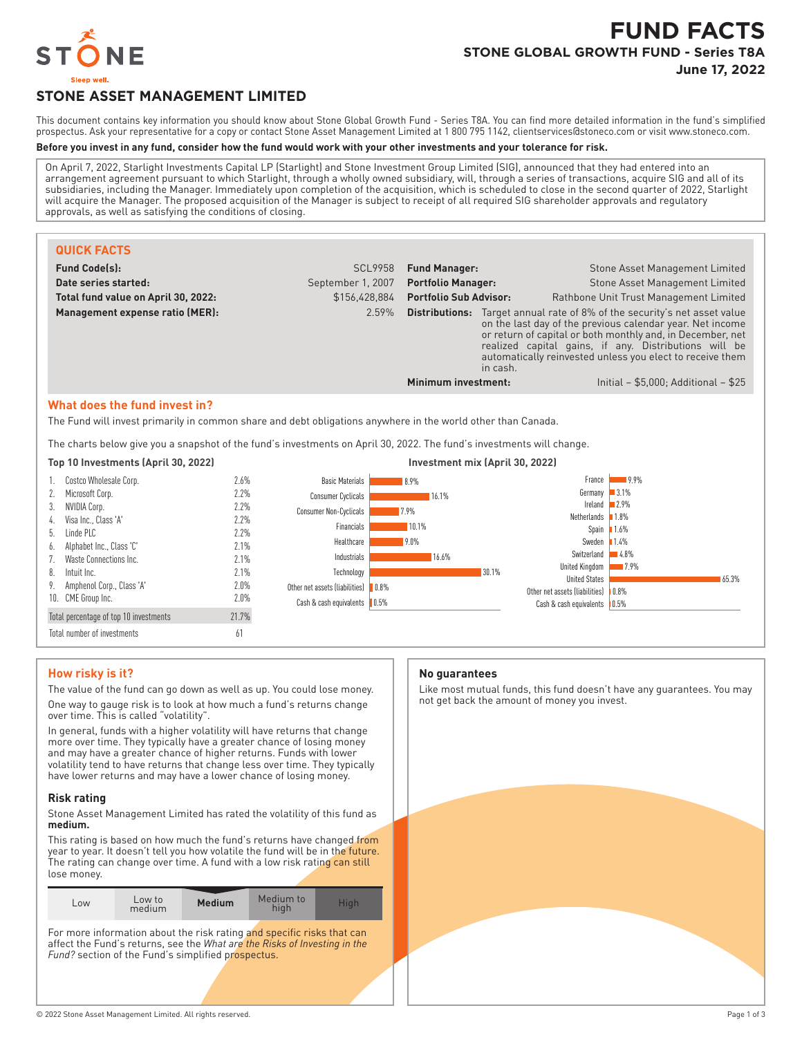# FUND FACTS

## STONE GLOBAL GROWTH FUND - Series T8A

**June 17, 2022**

## STONE ASSET MANAGEMENT LIMITED

This document contains key information you should know about Stone Global Growth Fund - Series T8A. You can find more detailed information in the fund's simplified prospectus. Ask your representative for a copy or contact Stone Asset Management Limited at 1 800 795 1142, clientservices@stoneco.com or visit www.stoneco.com.

**Before you invest in any fund, consider how the fund would work with your other investments and your tolerance for risk.**

On April 7, 2022, Starlight Investments Capital LP (Starlight) and Stone Investment Group Limited (SIG), announced that they had entered into an arrangement agreement pursuant to which Starlight, through a wholly owned subsidiary, will, through a series of transactions, acquire SIG and all of its subsidiaries, including the Manager. Immediately upon completion of the acquisition, which is scheduled to close in the second quarter of 2022, Starlight will acquire the Manager. The proposed acquisition of the Manager is subject to receipt of all required SIG shareholder approvals and regulatory approvals, as well as satisfying the conditions of closing.

### QUICK FACTS

| | | | |
|---|---|---|---|
| **Fund Code(s):** | SCL9958 | **Fund Manager:** | Stone Asset Management Limited |
| **Date series started:** | September 1, 2007 | **Portfolio Manager:** | Stone Asset Management Limited |
| **Total fund value on April 30, 2022:** | $156,428,884 | **Portfolio Sub Advisor:** | Rathbone Unit Trust Management Limited |
| **Management expense ratio (MER):** | 2.59% | **Distributions:** | Target annual rate of 8% of the security's net asset value on the last day of the previous calendar year. Net income or return of capital or both monthly and, in December, net realized capital gains, if any. Distributions will be automatically reinvested unless you elect to receive them in cash. |
| | | **Minimum investment:** | Initial – $5,000; Additional – $25 |

### What does the fund invest in?

The Fund will invest primarily in common share and debt obligations anywhere in the world other than Canada.

The charts below give you a snapshot of the fund's investments on April 30, 2022. The fund's investments will change.

**Top 10 Investments (April 30, 2022)**

| | | |
|---|---|---|
| 1. | Costco Wholesale Corp. | 2.6% |
| 2. | Microsoft Corp. | 2.2% |
| 3. | NVIDIA Corp. | 2.2% |
| 4. | Visa Inc., Class 'A' | 2.2% |
| 5. | Linde PLC | 2.2% |
| 6. | Alphabet Inc., Class 'C' | 2.1% |
| 7. | Waste Connections Inc. | 2.1% |
| 8. | Intuit Inc. | 2.1% |
| 9. | Amphenol Corp., Class 'A' | 2.0% |
| 10. | CME Group Inc. | 2.0% |
| | Total percentage of top 10 investments | 21.7% |
| | Total number of investments | 61 |

**Investment mix (April 30, 2022)**

| Sector | % |
|---|---|
| Basic Materials | 8.9% |
| Consumer Cyclicals | 16.1% |
| Consumer Non-Cyclicals | 7.9% |
| Financials | 10.1% |
| Healthcare | 9.0% |
| Industrials | 16.6% |
| Technology | 30.1% |
| Other net assets (liabilities) | 0.8% |
| Cash & cash equivalents | 0.5% |

| Country | % |
|---|---|
| France | 9.9% |
| Germany | 3.1% |
| Ireland | 2.9% |
| Netherlands | 1.8% |
| Spain | 1.6% |
| Sweden | 1.4% |
| Switzerland | 4.8% |
| United Kingdom | 7.9% |
| United States | 65.3% |
| Other net assets (liabilities) | 0.8% |
| Cash & cash equivalents | 0.5% |

### How risky is it?

The value of the fund can go down as well as up. You could lose money.

One way to gauge risk is to look at how much a fund's returns change over time. This is called "volatility".

In general, funds with a higher volatility will have returns that change more over time. They typically have a greater chance of losing money and may have a greater chance of higher returns. Funds with lower volatility tend to have returns that change less over time. They typically have lower returns and may have a lower chance of losing money.

#### Risk rating

Stone Asset Management Limited has rated the volatility of this fund as **medium.**

This rating is based on how much the fund's returns have changed from year to year. It doesn't tell you how volatile the fund will be in the future. The rating can change over time. A fund with a low risk rating can still lose money.

| Low | Low to medium | **Medium** | Medium to high | High |
|---|---|---|---|---|

For more information about the risk rating and specific risks that can affect the Fund's returns, see the *What are the Risks of Investing in the Fund?* section of the Fund's simplified prospectus.

### No guarantees

Like most mutual funds, this fund doesn't have any guarantees. You may not get back the amount of money you invest.

© 2022 Stone Asset Management Limited. All rights reserved.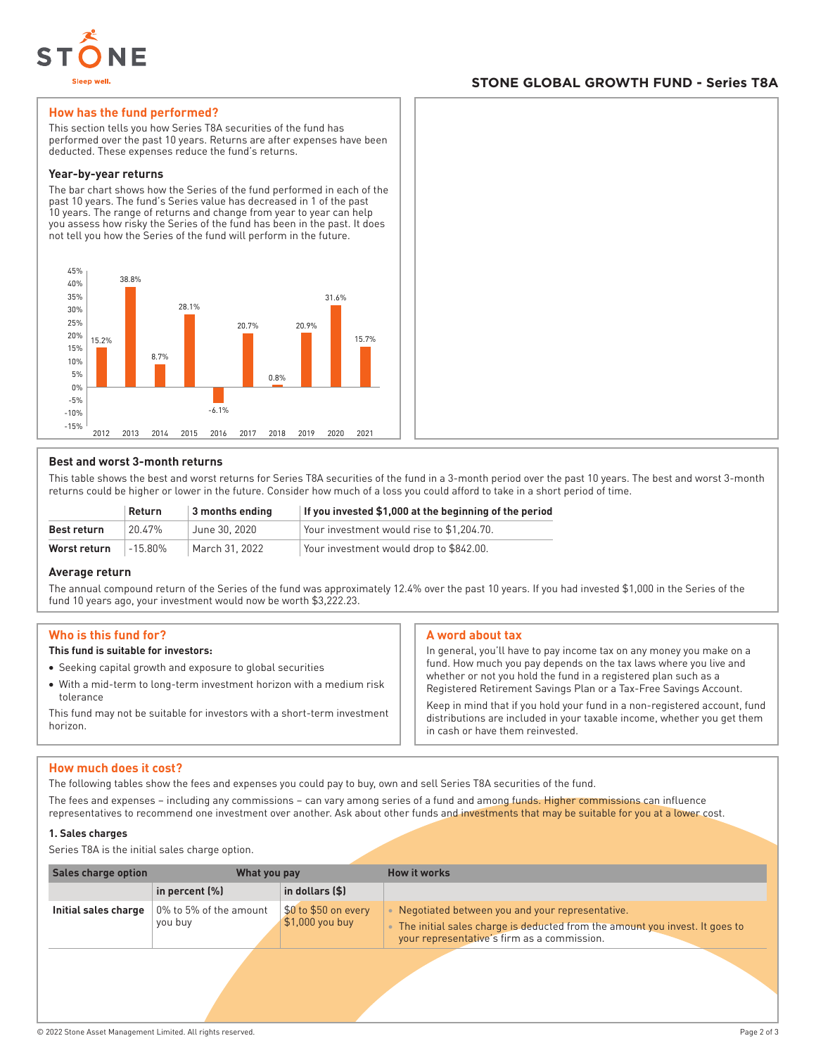## STONE GLOBAL GROWTH FUND - Series T8A

## How has the fund performed?

This section tells you how Series T8A securities of the fund has performed over the past 10 years. Returns are after expenses have been deducted. These expenses reduce the fund's returns.

### Year-by-year returns

The bar chart shows how the Series of the fund performed in each of the past 10 years. The fund's Series value has decreased in 1 of the past 10 years. The range of returns and change from year to year can help you assess how risky the Series of the fund has been in the past. It does not tell you how the Series of the fund will perform in the future.

| Year | Return |
|---|---|
| 2012 | 15.2% |
| 2013 | 38.8% |
| 2014 | 8.7% |
| 2015 | 28.1% |
| 2016 | -6.1% |
| 2017 | 20.7% |
| 2018 | 0.8% |
| 2019 | 20.9% |
| 2020 | 31.6% |
| 2021 | 15.7% |

### Best and worst 3-month returns

This table shows the best and worst returns for Series T8A securities of the fund in a 3-month period over the past 10 years. The best and worst 3-month returns could be higher or lower in the future. Consider how much of a loss you could afford to take in a short period of time.

| | Return | 3 months ending | If you invested $1,000 at the beginning of the period |
|---|---|---|---|
| **Best return** | 20.47% | June 30, 2020 | Your investment would rise to $1,204.70. |
| **Worst return** | -15.80% | March 31, 2022 | Your investment would drop to $842.00. |

### Average return

The annual compound return of the Series of the fund was approximately 12.4% over the past 10 years. If you had invested $1,000 in the Series of the fund 10 years ago, your investment would now be worth $3,222.23.

## Who is this fund for?

**This fund is suitable for investors:**

- Seeking capital growth and exposure to global securities
- With a mid-term to long-term investment horizon with a medium risk tolerance

This fund may not be suitable for investors with a short-term investment horizon.

## A word about tax

In general, you'll have to pay income tax on any money you make on a fund. How much you pay depends on the tax laws where you live and whether or not you hold the fund in a registered plan such as a Registered Retirement Savings Plan or a Tax-Free Savings Account.

Keep in mind that if you hold your fund in a non-registered account, fund distributions are included in your taxable income, whether you get them in cash or have them reinvested.

## How much does it cost?

The following tables show the fees and expenses you could pay to buy, own and sell Series T8A securities of the fund.

The fees and expenses – including any commissions – can vary among series of a fund and among funds. Higher commissions can influence representatives to recommend one investment over another. Ask about other funds and investments that may be suitable for you at a lower cost.

### 1. Sales charges

Series T8A is the initial sales charge option.

| Sales charge option | What you pay | | How it works |
|---|---|---|---|
| | in percent (%) | in dollars ($) | |
| **Initial sales charge** | 0% to 5% of the amount you buy | $0 to $50 on every $1,000 you buy | • Negotiated between you and your representative.<br>• The initial sales charge is deducted from the amount you invest. It goes to your representative's firm as a commission. |

© 2022 Stone Asset Management Limited. All rights reserved.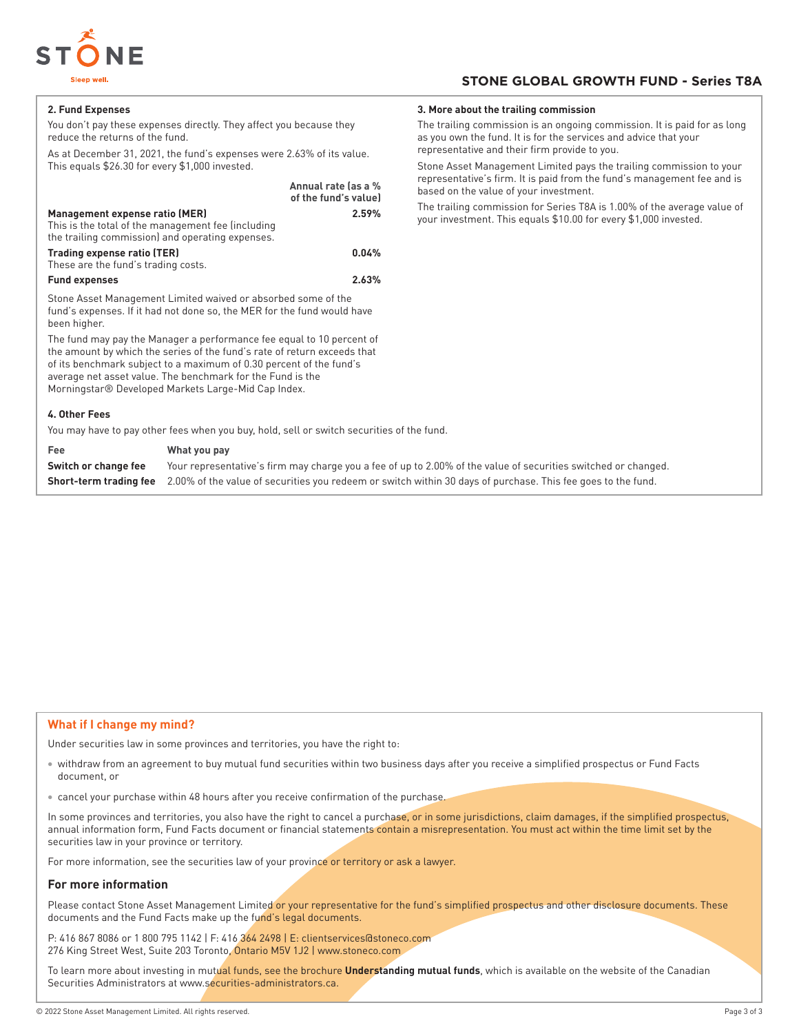## STONE GLOBAL GROWTH FUND - Series T8A

### 2. Fund Expenses

You don't pay these expenses directly. They affect you because they reduce the returns of the fund.

As at December 31, 2021, the fund's expenses were 2.63% of its value. This equals $26.30 for every $1,000 invested.

| | Annual rate (as a % of the fund's value) |
|---|---|
| **Management expense ratio (MER)**<br>This is the total of the management fee (including the trailing commission) and operating expenses. | **2.59%** |
| **Trading expense ratio (TER)**<br>These are the fund's trading costs. | **0.04%** |
| **Fund expenses** | **2.63%** |

Stone Asset Management Limited waived or absorbed some of the fund's expenses. If it had not done so, the MER for the fund would have been higher.

The fund may pay the Manager a performance fee equal to 10 percent of the amount by which the series of the fund's rate of return exceeds that of its benchmark subject to a maximum of 0.30 percent of the fund's average net asset value. The benchmark for the Fund is the Morningstar® Developed Markets Large-Mid Cap Index.

### 3. More about the trailing commission

The trailing commission is an ongoing commission. It is paid for as long as you own the fund. It is for the services and advice that your representative and their firm provide to you.

Stone Asset Management Limited pays the trailing commission to your representative's firm. It is paid from the fund's management fee and is based on the value of your investment.

The trailing commission for Series T8A is 1.00% of the average value of your investment. This equals $10.00 for every $1,000 invested.

### 4. Other Fees

You may have to pay other fees when you buy, hold, sell or switch securities of the fund.

| Fee | What you pay |
|---|---|
| **Switch or change fee** | Your representative's firm may charge you a fee of up to 2.00% of the value of securities switched or changed. |
| **Short-term trading fee** | 2.00% of the value of securities you redeem or switch within 30 days of purchase. This fee goes to the fund. |

## What if I change my mind?

Under securities law in some provinces and territories, you have the right to:

- withdraw from an agreement to buy mutual fund securities within two business days after you receive a simplified prospectus or Fund Facts document, or
- cancel your purchase within 48 hours after you receive confirmation of the purchase.

In some provinces and territories, you also have the right to cancel a purchase, or in some jurisdictions, claim damages, if the simplified prospectus, annual information form, Fund Facts document or financial statements contain a misrepresentation. You must act within the time limit set by the securities law in your province or territory.

For more information, see the securities law of your province or territory or ask a lawyer.

## For more information

Please contact Stone Asset Management Limited or your representative for the fund's simplified prospectus and other disclosure documents. These documents and the Fund Facts make up the fund's legal documents.

P: 416 867 8086 or 1 800 795 1142 | F: 416 364 2498 | E: clientservices@stoneco.com
276 King Street West, Suite 203 Toronto, Ontario M5V 1J2 | www.stoneco.com

To learn more about investing in mutual funds, see the brochure **Understanding mutual funds**, which is available on the website of the Canadian Securities Administrators at www.securities-administrators.ca.

© 2022 Stone Asset Management Limited. All rights reserved.